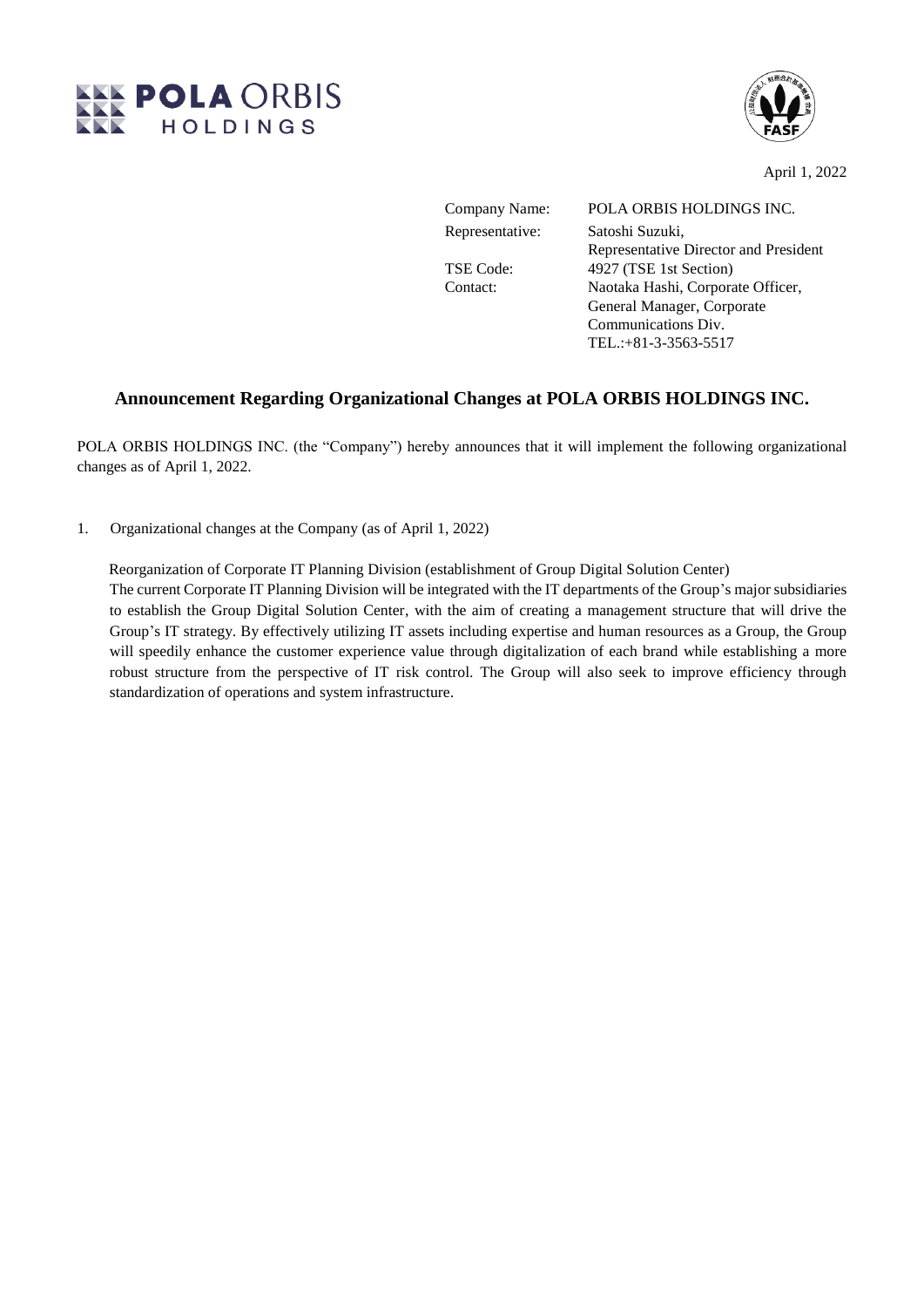April 1, 2022

| | |
|---|---|
| Company Name: | POLA ORBIS HOLDINGS INC. |
| Representative: | Satoshi Suzuki, Representative Director and President |
| TSE Code: | 4927 (TSE 1st Section) |
| Contact: | Naotaka Hashi, Corporate Officer, General Manager, Corporate Communications Div. TEL.:+81-3-3563-5517 |

## Announcement Regarding Organizational Changes at POLA ORBIS HOLDINGS INC.

POLA ORBIS HOLDINGS INC. (the "Company") hereby announces that it will implement the following organizational changes as of April 1, 2022.

1. Organizational changes at the Company (as of April 1, 2022)

   Reorganization of Corporate IT Planning Division (establishment of Group Digital Solution Center)

   The current Corporate IT Planning Division will be integrated with the IT departments of the Group's major subsidiaries to establish the Group Digital Solution Center, with the aim of creating a management structure that will drive the Group's IT strategy. By effectively utilizing IT assets including expertise and human resources as a Group, the Group will speedily enhance the customer experience value through digitalization of each brand while establishing a more robust structure from the perspective of IT risk control. The Group will also seek to improve efficiency through standardization of operations and system infrastructure.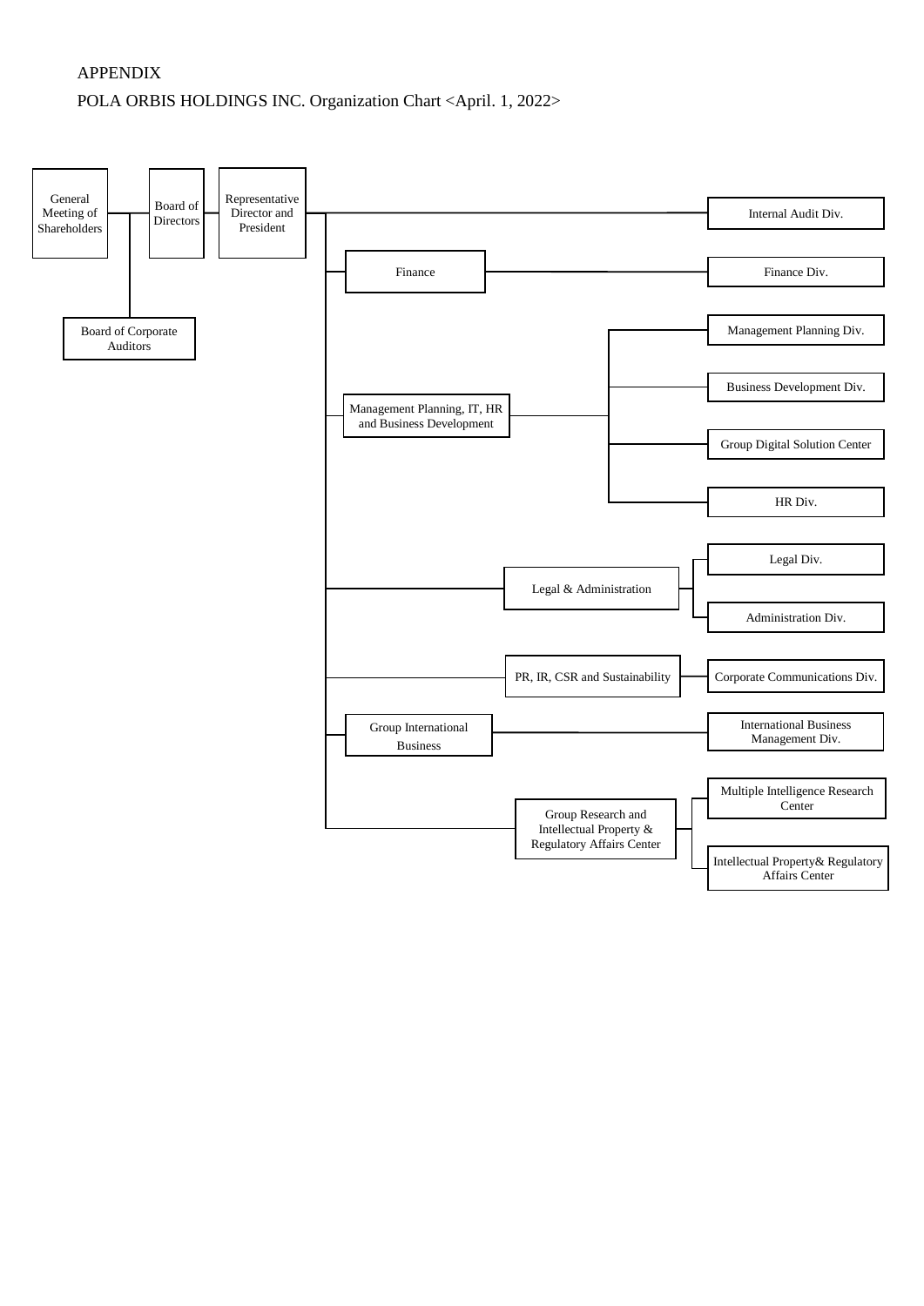APPENDIX

POLA ORBIS HOLDINGS INC. Organization Chart <April. 1, 2022>

General Meeting of Shareholders

Board of Directors

Representative Director and President

Board of Corporate Auditors

Internal Audit Div.

Finance

Finance Div.

Management Planning, IT, HR and Business Development

Management Planning Div.

Business Development Div.

Group Digital Solution Center

HR Div.

Legal & Administration

Legal Div.

Administration Div.

PR, IR, CSR and Sustainability

Corporate Communications Div.

Group International Business

International Business Management Div.

Group Research and Intellectual Property & Regulatory Affairs Center

Multiple Intelligence Research Center

Intellectual Property& Regulatory Affairs Center